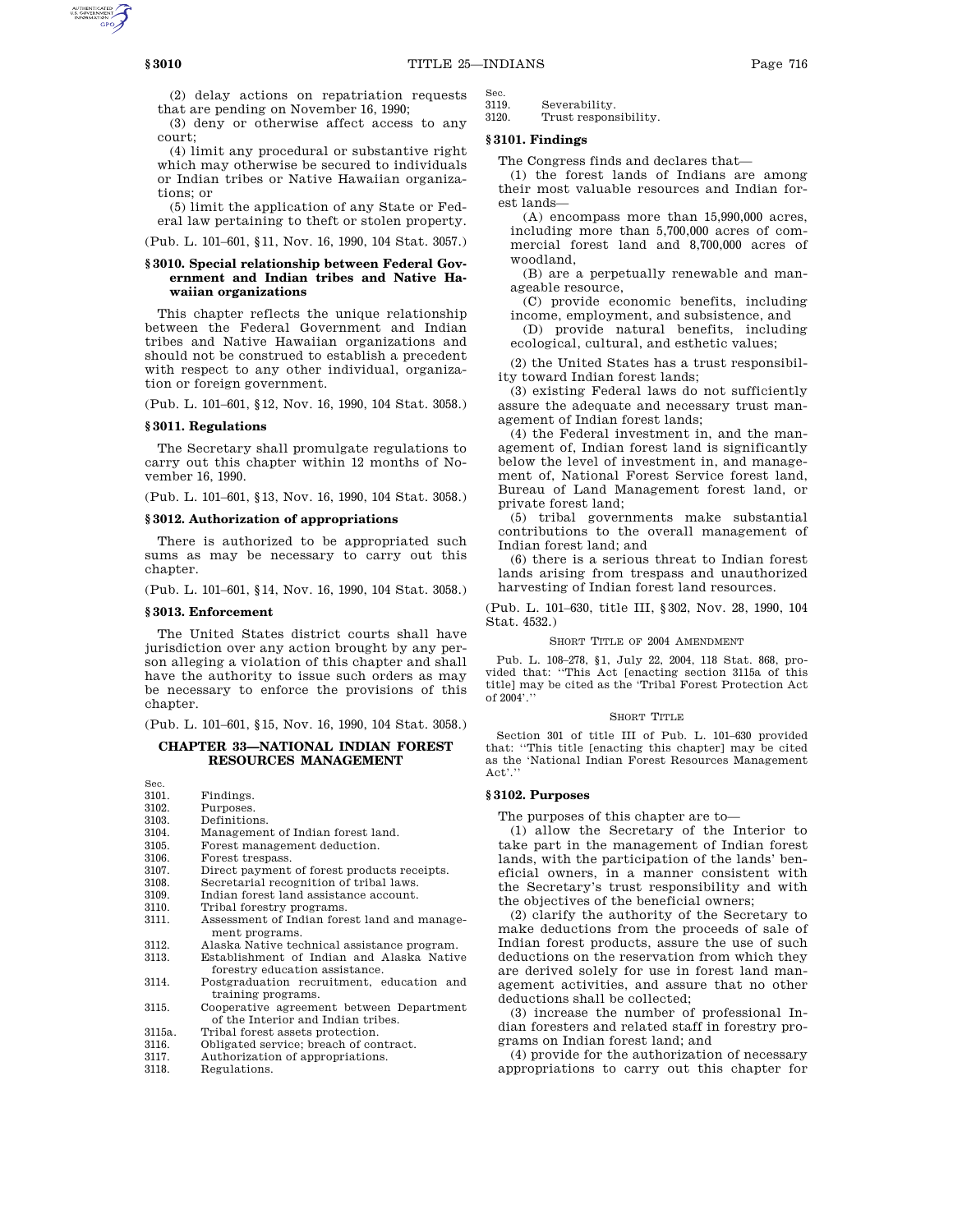(2) delay actions on repatriation requests that are pending on November 16, 1990;

(3) deny or otherwise affect access to any court;

(4) limit any procedural or substantive right which may otherwise be secured to individuals or Indian tribes or Native Hawaiian organizations; or

(5) limit the application of any State or Federal law pertaining to theft or stolen property.

(Pub. L. 101–601, §11, Nov. 16, 1990, 104 Stat. 3057.)

### §3010. Special relationship between Federal Government and Indian tribes and Native Hawaiian organizations

This chapter reflects the unique relationship between the Federal Government and Indian tribes and Native Hawaiian organizations and should not be construed to establish a precedent with respect to any other individual, organization or foreign government.

(Pub. L. 101–601, §12, Nov. 16, 1990, 104 Stat. 3058.)

### §3011. Regulations

The Secretary shall promulgate regulations to carry out this chapter within 12 months of November 16, 1990.

(Pub. L. 101–601, §13, Nov. 16, 1990, 104 Stat. 3058.)

### §3012. Authorization of appropriations

There is authorized to be appropriated such sums as may be necessary to carry out this chapter.

(Pub. L. 101–601, §14, Nov. 16, 1990, 104 Stat. 3058.)

### §3013. Enforcement

The United States district courts shall have jurisdiction over any action brought by any person alleging a violation of this chapter and shall have the authority to issue such orders as may be necessary to enforce the provisions of this chapter.

(Pub. L. 101–601, §15, Nov. 16, 1990, 104 Stat. 3058.)

## CHAPTER 33—NATIONAL INDIAN FOREST RESOURCES MANAGEMENT

| Sec. | |
|---|---|
| 3101. | Findings. |
| 3102. | Purposes. |
| 3103. | Definitions. |
| 3104. | Management of Indian forest land. |
| 3105. | Forest management deduction. |
| 3106. | Forest trespass. |
| 3107. | Direct payment of forest products receipts. |
| 3108. | Secretarial recognition of tribal laws. |
| 3109. | Indian forest land assistance account. |
| 3110. | Tribal forestry programs. |
| 3111. | Assessment of Indian forest land and management programs. |
| 3112. | Alaska Native technical assistance program. |
| 3113. | Establishment of Indian and Alaska Native forestry education assistance. |
| 3114. | Postgraduation recruitment, education and training programs. |
| 3115. | Cooperative agreement between Department of the Interior and Indian tribes. |
| 3115a. | Tribal forest assets protection. |
| 3116. | Obligated service; breach of contract. |
| 3117. | Authorization of appropriations. |
| 3118. | Regulations. |
| 3119. | Severability. |
| 3120. | Trust responsibility. |

### §3101. Findings

The Congress finds and declares that—

(1) the forest lands of Indians are among their most valuable resources and Indian forest lands—

(A) encompass more than 15,990,000 acres, including more than 5,700,000 acres of commercial forest land and 8,700,000 acres of woodland,

(B) are a perpetually renewable and manageable resource,

(C) provide economic benefits, including income, employment, and subsistence, and

(D) provide natural benefits, including ecological, cultural, and esthetic values;

(2) the United States has a trust responsibility toward Indian forest lands;

(3) existing Federal laws do not sufficiently assure the adequate and necessary trust management of Indian forest lands;

(4) the Federal investment in, and the management of, Indian forest land is significantly below the level of investment in, and management of, National Forest Service forest land, Bureau of Land Management forest land, or private forest land;

(5) tribal governments make substantial contributions to the overall management of Indian forest land; and

(6) there is a serious threat to Indian forest lands arising from trespass and unauthorized harvesting of Indian forest land resources.

(Pub. L. 101–630, title III, §302, Nov. 28, 1990, 104 Stat. 4532.)

SHORT TITLE OF 2004 AMENDMENT

Pub. L. 108–278, §1, July 22, 2004, 118 Stat. 868, provided that: ''This Act [enacting section 3115a of this title] may be cited as the 'Tribal Forest Protection Act of 2004'.''

SHORT TITLE

Section 301 of title III of Pub. L. 101–630 provided that: ''This title [enacting this chapter] may be cited as the 'National Indian Forest Resources Management Act'.''

### §3102. Purposes

The purposes of this chapter are to—

(1) allow the Secretary of the Interior to take part in the management of Indian forest lands, with the participation of the lands' beneficial owners, in a manner consistent with the Secretary's trust responsibility and with the objectives of the beneficial owners;

(2) clarify the authority of the Secretary to make deductions from the proceeds of sale of Indian forest products, assure the use of such deductions on the reservation from which they are derived solely for use in forest land management activities, and assure that no other deductions shall be collected;

(3) increase the number of professional Indian foresters and related staff in forestry programs on Indian forest land; and

(4) provide for the authorization of necessary appropriations to carry out this chapter for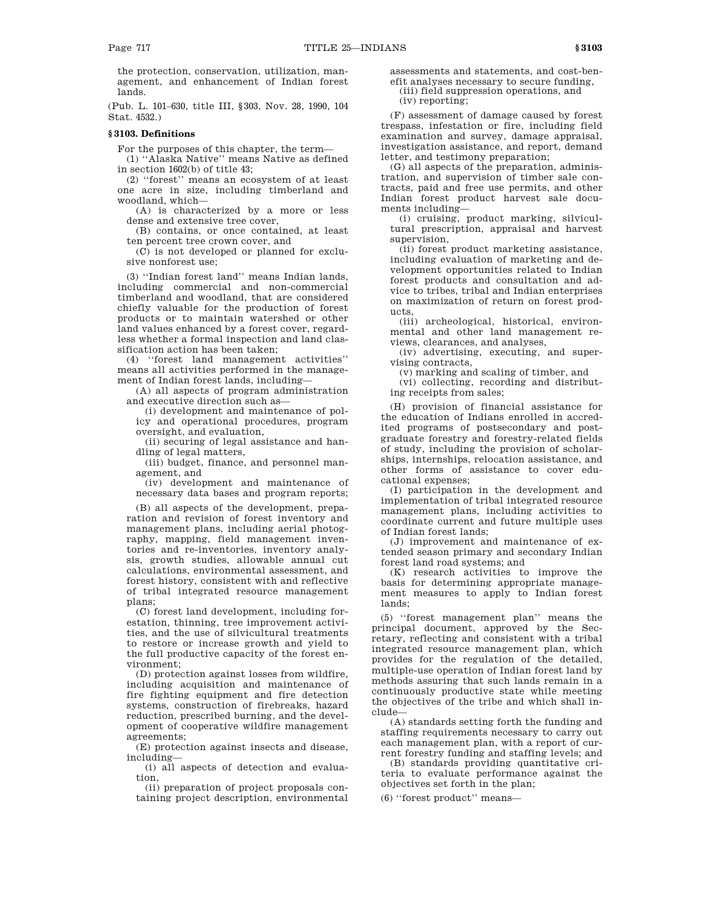the protection, conservation, utilization, management, and enhancement of Indian forest lands.

(Pub. L. 101–630, title III, §303, Nov. 28, 1990, 104 Stat. 4532.)

### §3103. Definitions

For the purposes of this chapter, the term—

(1) ''Alaska Native'' means Native as defined in section 1602(b) of title 43;

(2) ''forest'' means an ecosystem of at least one acre in size, including timberland and woodland, which—

(A) is characterized by a more or less dense and extensive tree cover,

(B) contains, or once contained, at least ten percent tree crown cover, and

(C) is not developed or planned for exclusive nonforest use;

(3) ''Indian forest land'' means Indian lands, including commercial and non-commercial timberland and woodland, that are considered chiefly valuable for the production of forest products or to maintain watershed or other land values enhanced by a forest cover, regardless whether a formal inspection and land classification action has been taken;

(4) ''forest land management activities'' means all activities performed in the management of Indian forest lands, including—

(A) all aspects of program administration and executive direction such as—

(i) development and maintenance of policy and operational procedures, program oversight, and evaluation,

(ii) securing of legal assistance and handling of legal matters,

(iii) budget, finance, and personnel management, and

(iv) development and maintenance of necessary data bases and program reports;

(B) all aspects of the development, preparation and revision of forest inventory and management plans, including aerial photography, mapping, field management inventories and re-inventories, inventory analysis, growth studies, allowable annual cut calculations, environmental assessment, and forest history, consistent with and reflective of tribal integrated resource management plans;

(C) forest land development, including forestation, thinning, tree improvement activities, and the use of silvicultural treatments to restore or increase growth and yield to the full productive capacity of the forest environment;

(D) protection against losses from wildfire, including acquisition and maintenance of fire fighting equipment and fire detection systems, construction of firebreaks, hazard reduction, prescribed burning, and the development of cooperative wildfire management agreements;

(E) protection against insects and disease, including—

(i) all aspects of detection and evaluation,

(ii) preparation of project proposals containing project description, environmental assessments and statements, and cost-benefit analyses necessary to secure funding,

(iii) field suppression operations, and

(iv) reporting;

(F) assessment of damage caused by forest trespass, infestation or fire, including field examination and survey, damage appraisal, investigation assistance, and report, demand letter, and testimony preparation;

(G) all aspects of the preparation, administration, and supervision of timber sale contracts, paid and free use permits, and other Indian forest product harvest sale documents including—

(i) cruising, product marking, silvicultural prescription, appraisal and harvest supervision,

(ii) forest product marketing assistance, including evaluation of marketing and development opportunities related to Indian forest products and consultation and advice to tribes, tribal and Indian enterprises on maximization of return on forest products,

(iii) archeological, historical, environmental and other land management reviews, clearances, and analyses,

(iv) advertising, executing, and supervising contracts,

(v) marking and scaling of timber, and

(vi) collecting, recording and distributing receipts from sales;

(H) provision of financial assistance for the education of Indians enrolled in accredited programs of postsecondary and postgraduate forestry and forestry-related fields of study, including the provision of scholarships, internships, relocation assistance, and other forms of assistance to cover educational expenses;

(I) participation in the development and implementation of tribal integrated resource management plans, including activities to coordinate current and future multiple uses of Indian forest lands;

(J) improvement and maintenance of extended season primary and secondary Indian forest land road systems; and

(K) research activities to improve the basis for determining appropriate management measures to apply to Indian forest lands;

(5) ''forest management plan'' means the principal document, approved by the Secretary, reflecting and consistent with a tribal integrated resource management plan, which provides for the regulation of the detailed, multiple-use operation of Indian forest land by methods assuring that such lands remain in a continuously productive state while meeting the objectives of the tribe and which shall include—

(A) standards setting forth the funding and staffing requirements necessary to carry out each management plan, with a report of current forestry funding and staffing levels; and

(B) standards providing quantitative criteria to evaluate performance against the objectives set forth in the plan;

(6) ''forest product'' means—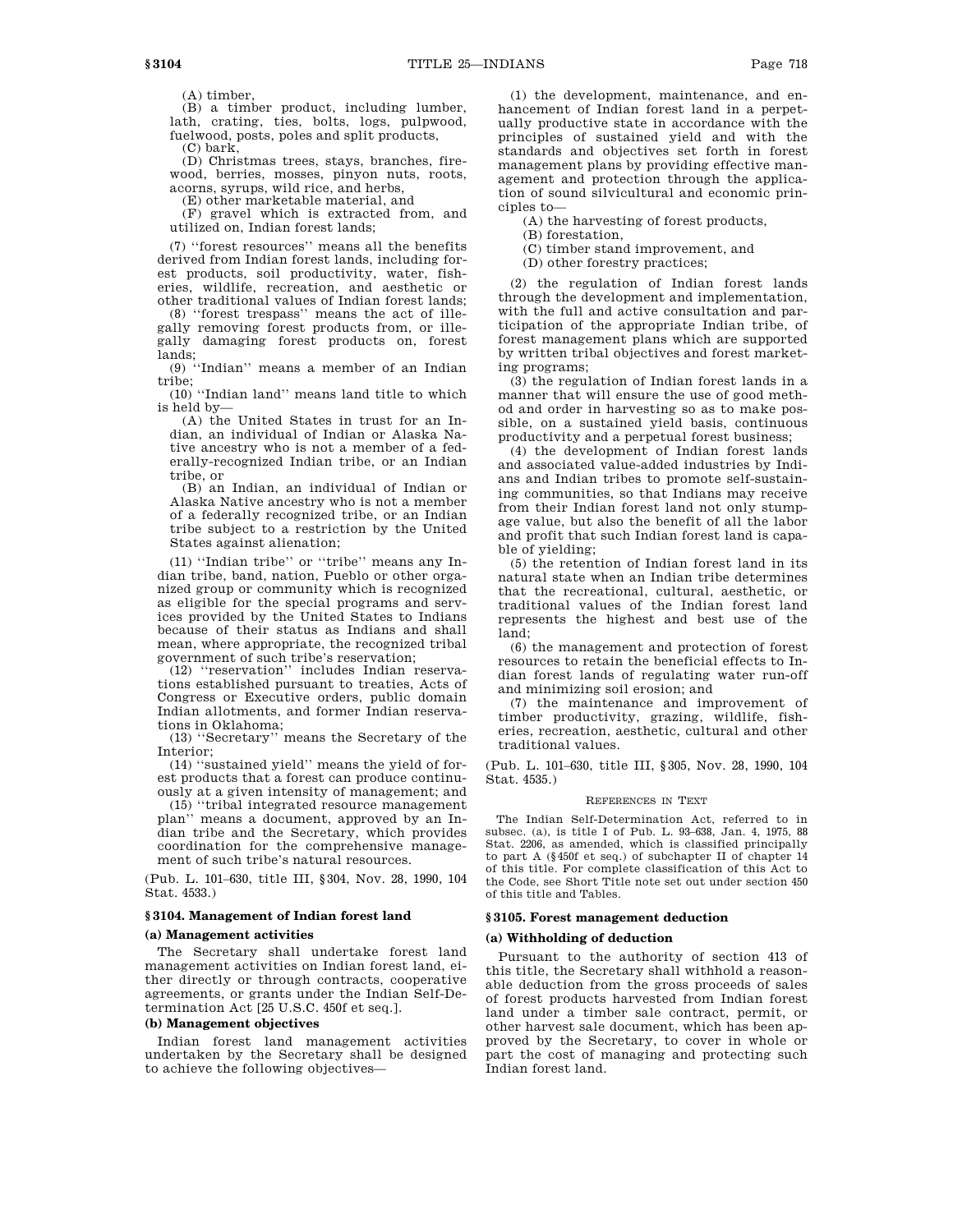(A) timber,

(B) a timber product, including lumber, lath, crating, ties, bolts, logs, pulpwood, fuelwood, posts, poles and split products,

(C) bark,

(D) Christmas trees, stays, branches, firewood, berries, mosses, pinyon nuts, roots, acorns, syrups, wild rice, and herbs,

(E) other marketable material, and

(F) gravel which is extracted from, and utilized on, Indian forest lands;

(7) ''forest resources'' means all the benefits derived from Indian forest lands, including forest products, soil productivity, water, fisheries, wildlife, recreation, and aesthetic or other traditional values of Indian forest lands;

(8) ''forest trespass'' means the act of illegally removing forest products from, or illegally damaging forest products on, forest lands;

(9) ''Indian'' means a member of an Indian tribe;

(10) ''Indian land'' means land title to which is held by—

(A) the United States in trust for an Indian, an individual of Indian or Alaska Native ancestry who is not a member of a federally-recognized Indian tribe, or an Indian tribe, or

(B) an Indian, an individual of Indian or Alaska Native ancestry who is not a member of a federally recognized tribe, or an Indian tribe subject to a restriction by the United States against alienation;

(11) ''Indian tribe'' or ''tribe'' means any Indian tribe, band, nation, Pueblo or other organized group or community which is recognized as eligible for the special programs and services provided by the United States to Indians because of their status as Indians and shall mean, where appropriate, the recognized tribal government of such tribe's reservation;

(12) ''reservation'' includes Indian reservations established pursuant to treaties, Acts of Congress or Executive orders, public domain Indian allotments, and former Indian reservations in Oklahoma;

(13) ''Secretary'' means the Secretary of the Interior;

(14) ''sustained yield'' means the yield of forest products that a forest can produce continuously at a given intensity of management; and

(15) ''tribal integrated resource management plan'' means a document, approved by an Indian tribe and the Secretary, which provides coordination for the comprehensive management of such tribe's natural resources.

(Pub. L. 101–630, title III, §304, Nov. 28, 1990, 104 Stat. 4533.)

## §3104. Management of Indian forest land

### (a) Management activities

The Secretary shall undertake forest land management activities on Indian forest land, either directly or through contracts, cooperative agreements, or grants under the Indian Self-Determination Act [25 U.S.C. 450f et seq.].

### (b) Management objectives

Indian forest land management activities undertaken by the Secretary shall be designed to achieve the following objectives—

(1) the development, maintenance, and enhancement of Indian forest land in a perpetually productive state in accordance with the principles of sustained yield and with the standards and objectives set forth in forest management plans by providing effective management and protection through the application of sound silvicultural and economic principles to—

(A) the harvesting of forest products,

(B) forestation,

(C) timber stand improvement, and

(D) other forestry practices;

(2) the regulation of Indian forest lands through the development and implementation, with the full and active consultation and participation of the appropriate Indian tribe, of forest management plans which are supported by written tribal objectives and forest marketing programs;

(3) the regulation of Indian forest lands in a manner that will ensure the use of good method and order in harvesting so as to make possible, on a sustained yield basis, continuous productivity and a perpetual forest business;

(4) the development of Indian forest lands and associated value-added industries by Indians and Indian tribes to promote self-sustaining communities, so that Indians may receive from their Indian forest land not only stumpage value, but also the benefit of all the labor and profit that such Indian forest land is capable of yielding;

(5) the retention of Indian forest land in its natural state when an Indian tribe determines that the recreational, cultural, aesthetic, or traditional values of the Indian forest land represents the highest and best use of the land;

(6) the management and protection of forest resources to retain the beneficial effects to Indian forest lands of regulating water run-off and minimizing soil erosion; and

(7) the maintenance and improvement of timber productivity, grazing, wildlife, fisheries, recreation, aesthetic, cultural and other traditional values.

(Pub. L. 101–630, title III, §305, Nov. 28, 1990, 104 Stat. 4535.)

#### References in Text

The Indian Self-Determination Act, referred to in subsec. (a), is title I of Pub. L. 93–638, Jan. 4, 1975, 88 Stat. 2206, as amended, which is classified principally to part A (§450f et seq.) of subchapter II of chapter 14 of this title. For complete classification of this Act to the Code, see Short Title note set out under section 450 of this title and Tables.

## §3105. Forest management deduction

### (a) Withholding of deduction

Pursuant to the authority of section 413 of this title, the Secretary shall withhold a reasonable deduction from the gross proceeds of sales of forest products harvested from Indian forest land under a timber sale contract, permit, or other harvest sale document, which has been approved by the Secretary, to cover in whole or part the cost of managing and protecting such Indian forest land.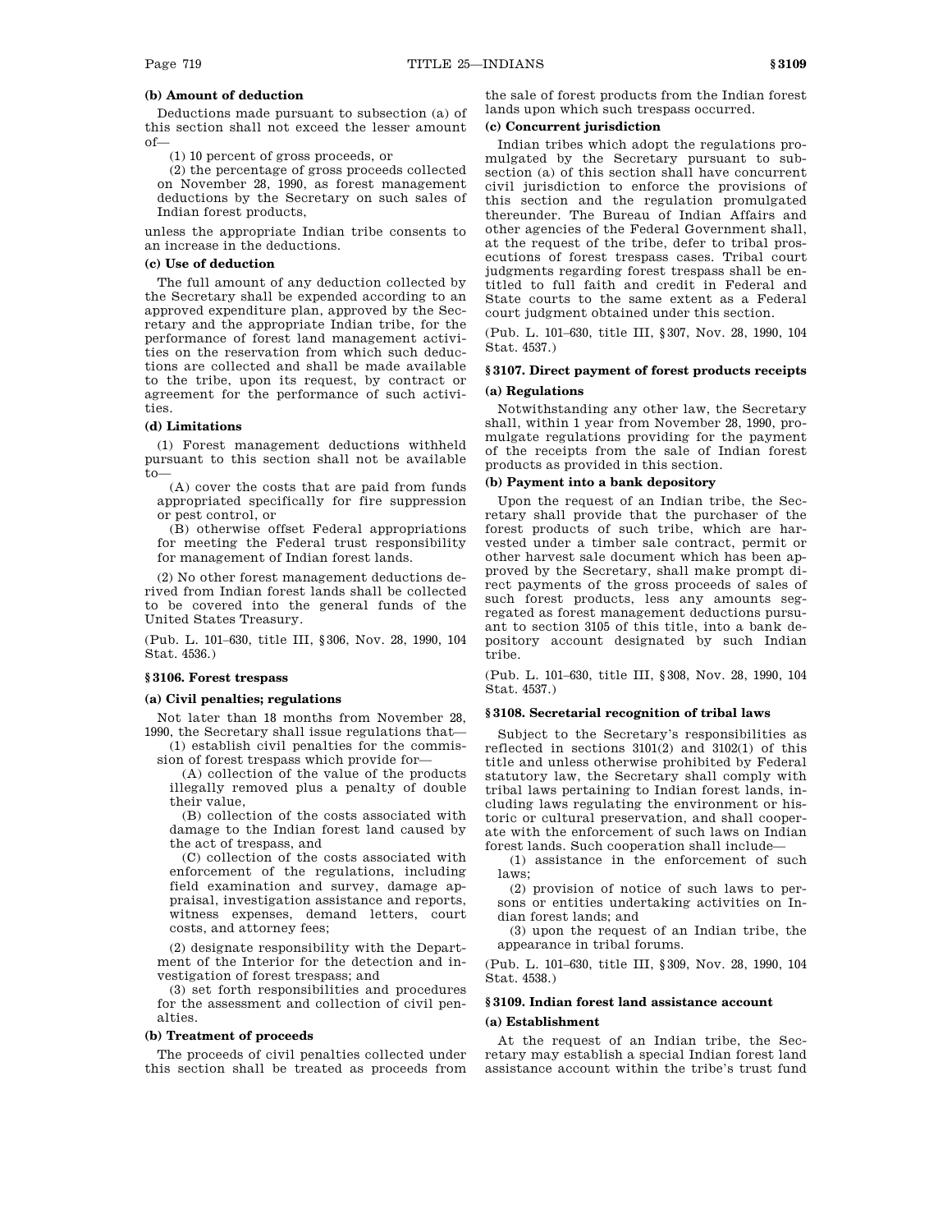#### (b) Amount of deduction

Deductions made pursuant to subsection (a) of this section shall not exceed the lesser amount of—

(1) 10 percent of gross proceeds, or

(2) the percentage of gross proceeds collected on November 28, 1990, as forest management deductions by the Secretary on such sales of Indian forest products,

unless the appropriate Indian tribe consents to an increase in the deductions.

#### (c) Use of deduction

The full amount of any deduction collected by the Secretary shall be expended according to an approved expenditure plan, approved by the Secretary and the appropriate Indian tribe, for the performance of forest land management activities on the reservation from which such deductions are collected and shall be made available to the tribe, upon its request, by contract or agreement for the performance of such activities.

#### (d) Limitations

(1) Forest management deductions withheld pursuant to this section shall not be available to—

(A) cover the costs that are paid from funds appropriated specifically for fire suppression or pest control, or

(B) otherwise offset Federal appropriations for meeting the Federal trust responsibility for management of Indian forest lands.

(2) No other forest management deductions derived from Indian forest lands shall be collected to be covered into the general funds of the United States Treasury.

(Pub. L. 101–630, title III, §306, Nov. 28, 1990, 104 Stat. 4536.)

### §3106. Forest trespass

#### (a) Civil penalties; regulations

Not later than 18 months from November 28, 1990, the Secretary shall issue regulations that—

(1) establish civil penalties for the commission of forest trespass which provide for—

(A) collection of the value of the products illegally removed plus a penalty of double their value,

(B) collection of the costs associated with damage to the Indian forest land caused by the act of trespass, and

(C) collection of the costs associated with enforcement of the regulations, including field examination and survey, damage appraisal, investigation assistance and reports, witness expenses, demand letters, court costs, and attorney fees;

(2) designate responsibility with the Department of the Interior for the detection and investigation of forest trespass; and

(3) set forth responsibilities and procedures for the assessment and collection of civil penalties.

#### (b) Treatment of proceeds

The proceeds of civil penalties collected under this section shall be treated as proceeds from the sale of forest products from the Indian forest lands upon which such trespass occurred.

#### (c) Concurrent jurisdiction

Indian tribes which adopt the regulations promulgated by the Secretary pursuant to subsection (a) of this section shall have concurrent civil jurisdiction to enforce the provisions of this section and the regulation promulgated thereunder. The Bureau of Indian Affairs and other agencies of the Federal Government shall, at the request of the tribe, defer to tribal prosecutions of forest trespass cases. Tribal court judgments regarding forest trespass shall be entitled to full faith and credit in Federal and State courts to the same extent as a Federal court judgment obtained under this section.

(Pub. L. 101–630, title III, §307, Nov. 28, 1990, 104 Stat. 4537.)

### §3107. Direct payment of forest products receipts

#### (a) Regulations

Notwithstanding any other law, the Secretary shall, within 1 year from November 28, 1990, promulgate regulations providing for the payment of the receipts from the sale of Indian forest products as provided in this section.

#### (b) Payment into a bank depository

Upon the request of an Indian tribe, the Secretary shall provide that the purchaser of the forest products of such tribe, which are harvested under a timber sale contract, permit or other harvest sale document which has been approved by the Secretary, shall make prompt direct payments of the gross proceeds of sales of such forest products, less any amounts segregated as forest management deductions pursuant to section 3105 of this title, into a bank depository account designated by such Indian tribe.

(Pub. L. 101–630, title III, §308, Nov. 28, 1990, 104 Stat. 4537.)

### §3108. Secretarial recognition of tribal laws

Subject to the Secretary's responsibilities as reflected in sections 3101(2) and 3102(1) of this title and unless otherwise prohibited by Federal statutory law, the Secretary shall comply with tribal laws pertaining to Indian forest lands, including laws regulating the environment or historic or cultural preservation, and shall cooperate with the enforcement of such laws on Indian forest lands. Such cooperation shall include—

(1) assistance in the enforcement of such laws;

(2) provision of notice of such laws to persons or entities undertaking activities on Indian forest lands; and

(3) upon the request of an Indian tribe, the appearance in tribal forums.

(Pub. L. 101–630, title III, §309, Nov. 28, 1990, 104 Stat. 4538.)

### §3109. Indian forest land assistance account

#### (a) Establishment

At the request of an Indian tribe, the Secretary may establish a special Indian forest land assistance account within the tribe's trust fund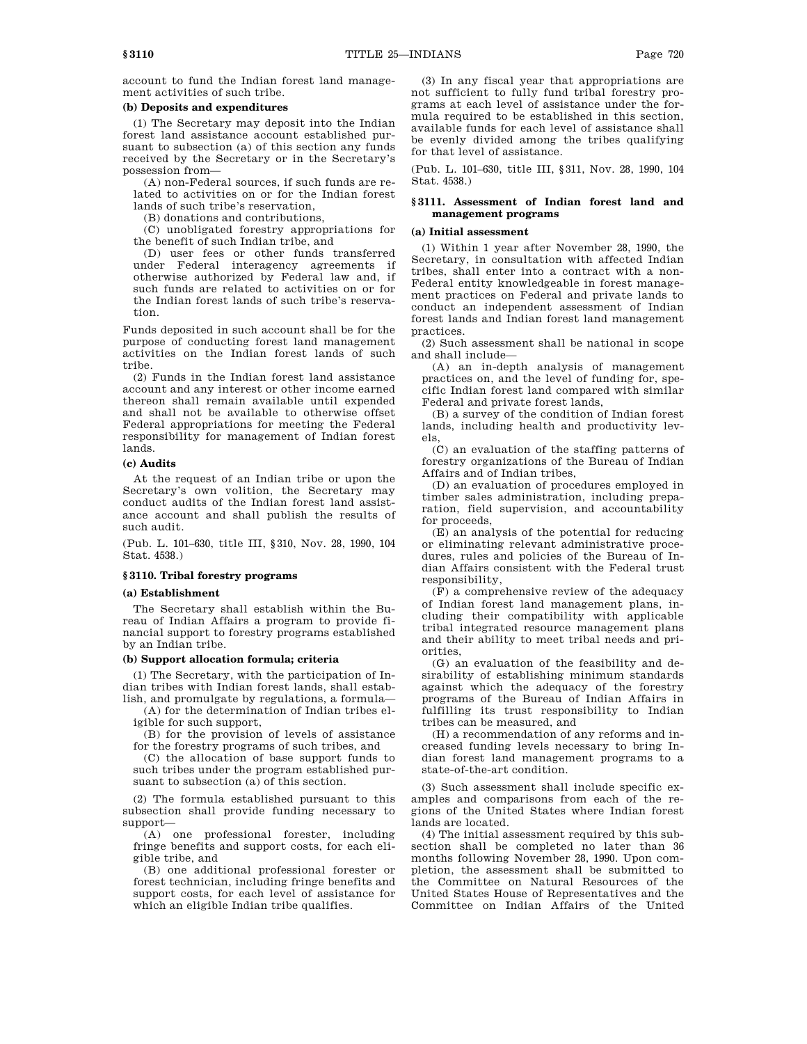account to fund the Indian forest land management activities of such tribe.

**(b) Deposits and expenditures**

(1) The Secretary may deposit into the Indian forest land assistance account established pursuant to subsection (a) of this section any funds received by the Secretary or in the Secretary's possession from—

(A) non-Federal sources, if such funds are related to activities on or for the Indian forest lands of such tribe's reservation,

(B) donations and contributions,

(C) unobligated forestry appropriations for the benefit of such Indian tribe, and

(D) user fees or other funds transferred under Federal interagency agreements if otherwise authorized by Federal law and, if such funds are related to activities on or for the Indian forest lands of such tribe's reservation.

Funds deposited in such account shall be for the purpose of conducting forest land management activities on the Indian forest lands of such tribe.

(2) Funds in the Indian forest land assistance account and any interest or other income earned thereon shall remain available until expended and shall not be available to otherwise offset Federal appropriations for meeting the Federal responsibility for management of Indian forest lands.

**(c) Audits**

At the request of an Indian tribe or upon the Secretary's own volition, the Secretary may conduct audits of the Indian forest land assistance account and shall publish the results of such audit.

(Pub. L. 101–630, title III, §310, Nov. 28, 1990, 104 Stat. 4538.)

### §3110. Tribal forestry programs

**(a) Establishment**

The Secretary shall establish within the Bureau of Indian Affairs a program to provide financial support to forestry programs established by an Indian tribe.

**(b) Support allocation formula; criteria**

(1) The Secretary, with the participation of Indian tribes with Indian forest lands, shall establish, and promulgate by regulations, a formula—

(A) for the determination of Indian tribes eligible for such support,

(B) for the provision of levels of assistance for the forestry programs of such tribes, and

(C) the allocation of base support funds to such tribes under the program established pursuant to subsection (a) of this section.

(2) The formula established pursuant to this subsection shall provide funding necessary to support—

(A) one professional forester, including fringe benefits and support costs, for each eligible tribe, and

(B) one additional professional forester or forest technician, including fringe benefits and support costs, for each level of assistance for which an eligible Indian tribe qualifies.

(3) In any fiscal year that appropriations are not sufficient to fully fund tribal forestry programs at each level of assistance under the formula required to be established in this section, available funds for each level of assistance shall be evenly divided among the tribes qualifying for that level of assistance.

(Pub. L. 101–630, title III, §311, Nov. 28, 1990, 104 Stat. 4538.)

### §3111. Assessment of Indian forest land and management programs

**(a) Initial assessment**

(1) Within 1 year after November 28, 1990, the Secretary, in consultation with affected Indian tribes, shall enter into a contract with a non-Federal entity knowledgeable in forest management practices on Federal and private lands to conduct an independent assessment of Indian forest lands and Indian forest land management practices.

(2) Such assessment shall be national in scope and shall include—

(A) an in-depth analysis of management practices on, and the level of funding for, specific Indian forest land compared with similar Federal and private forest lands,

(B) a survey of the condition of Indian forest lands, including health and productivity levels,

(C) an evaluation of the staffing patterns of forestry organizations of the Bureau of Indian Affairs and of Indian tribes,

(D) an evaluation of procedures employed in timber sales administration, including preparation, field supervision, and accountability for proceeds,

(E) an analysis of the potential for reducing or eliminating relevant administrative procedures, rules and policies of the Bureau of Indian Affairs consistent with the Federal trust responsibility,

(F) a comprehensive review of the adequacy of Indian forest land management plans, including their compatibility with applicable tribal integrated resource management plans and their ability to meet tribal needs and priorities,

(G) an evaluation of the feasibility and desirability of establishing minimum standards against which the adequacy of the forestry programs of the Bureau of Indian Affairs in fulfilling its trust responsibility to Indian tribes can be measured, and

(H) a recommendation of any reforms and increased funding levels necessary to bring Indian forest land management programs to a state-of-the-art condition.

(3) Such assessment shall include specific examples and comparisons from each of the regions of the United States where Indian forest lands are located.

(4) The initial assessment required by this subsection shall be completed no later than 36 months following November 28, 1990. Upon completion, the assessment shall be submitted to the Committee on Natural Resources of the United States House of Representatives and the Committee on Indian Affairs of the United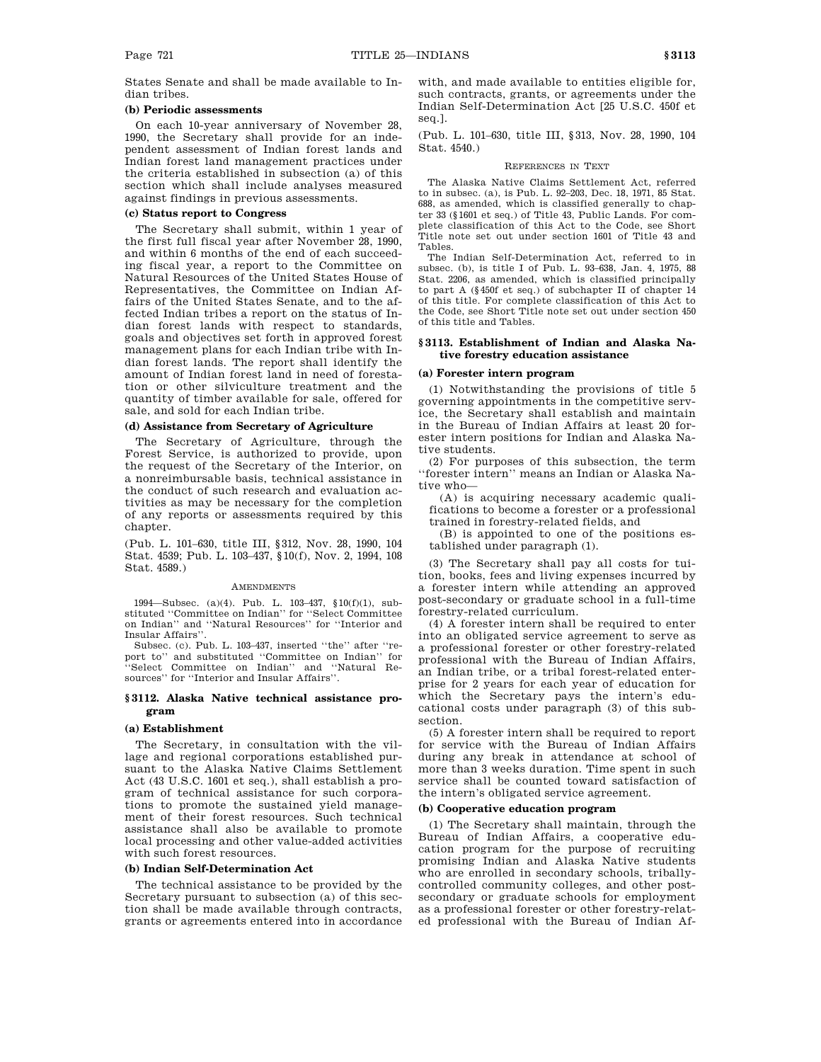States Senate and shall be made available to Indian tribes.

**(b) Periodic assessments**

On each 10-year anniversary of November 28, 1990, the Secretary shall provide for an independent assessment of Indian forest lands and Indian forest land management practices under the criteria established in subsection (a) of this section which shall include analyses measured against findings in previous assessments.

**(c) Status report to Congress**

The Secretary shall submit, within 1 year of the first full fiscal year after November 28, 1990, and within 6 months of the end of each succeeding fiscal year, a report to the Committee on Natural Resources of the United States House of Representatives, the Committee on Indian Affairs of the United States Senate, and to the affected Indian tribes a report on the status of Indian forest lands with respect to standards, goals and objectives set forth in approved forest management plans for each Indian tribe with Indian forest lands. The report shall identify the amount of Indian forest land in need of forestation or other silviculture treatment and the quantity of timber available for sale, offered for sale, and sold for each Indian tribe.

**(d) Assistance from Secretary of Agriculture**

The Secretary of Agriculture, through the Forest Service, is authorized to provide, upon the request of the Secretary of the Interior, on a nonreimbursable basis, technical assistance in the conduct of such research and evaluation activities as may be necessary for the completion of any reports or assessments required by this chapter.

(Pub. L. 101–630, title III, §312, Nov. 28, 1990, 104 Stat. 4539; Pub. L. 103–437, §10(f), Nov. 2, 1994, 108 Stat. 4589.)

AMENDMENTS

1994—Subsec. (a)(4). Pub. L. 103–437, §10(f)(1), substituted ''Committee on Indian'' for ''Select Committee on Indian'' and ''Natural Resources'' for ''Interior and Insular Affairs''.

Subsec. (c). Pub. L. 103–437, inserted ''the'' after ''report to'' and substituted ''Committee on Indian'' for ''Select Committee on Indian'' and ''Natural Resources'' for ''Interior and Insular Affairs''.

### §3112. Alaska Native technical assistance program

**(a) Establishment**

The Secretary, in consultation with the village and regional corporations established pursuant to the Alaska Native Claims Settlement Act (43 U.S.C. 1601 et seq.), shall establish a program of technical assistance for such corporations to promote the sustained yield management of their forest resources. Such technical assistance shall also be available to promote local processing and other value-added activities with such forest resources.

**(b) Indian Self-Determination Act**

The technical assistance to be provided by the Secretary pursuant to subsection (a) of this section shall be made available through contracts, grants or agreements entered into in accordance with, and made available to entities eligible for, such contracts, grants, or agreements under the Indian Self-Determination Act [25 U.S.C. 450f et seq.].

(Pub. L. 101–630, title III, §313, Nov. 28, 1990, 104 Stat. 4540.)

REFERENCES IN TEXT

The Alaska Native Claims Settlement Act, referred to in subsec. (a), is Pub. L. 92–203, Dec. 18, 1971, 85 Stat. 688, as amended, which is classified generally to chapter 33 (§1601 et seq.) of Title 43, Public Lands. For complete classification of this Act to the Code, see Short Title note set out under section 1601 of Title 43 and Tables.

The Indian Self-Determination Act, referred to in subsec. (b), is title I of Pub. L. 93–638, Jan. 4, 1975, 88 Stat. 2206, as amended, which is classified principally to part A (§450f et seq.) of subchapter II of chapter 14 of this title. For complete classification of this Act to the Code, see Short Title note set out under section 450 of this title and Tables.

### §3113. Establishment of Indian and Alaska Native forestry education assistance

**(a) Forester intern program**

(1) Notwithstanding the provisions of title 5 governing appointments in the competitive service, the Secretary shall establish and maintain in the Bureau of Indian Affairs at least 20 forester intern positions for Indian and Alaska Native students.

(2) For purposes of this subsection, the term ''forester intern'' means an Indian or Alaska Native who—

(A) is acquiring necessary academic qualifications to become a forester or a professional trained in forestry-related fields, and

(B) is appointed to one of the positions established under paragraph (1).

(3) The Secretary shall pay all costs for tuition, books, fees and living expenses incurred by a forester intern while attending an approved post-secondary or graduate school in a full-time forestry-related curriculum.

(4) A forester intern shall be required to enter into an obligated service agreement to serve as a professional forester or other forestry-related professional with the Bureau of Indian Affairs, an Indian tribe, or a tribal forest-related enterprise for 2 years for each year of education for which the Secretary pays the intern's educational costs under paragraph (3) of this subsection.

(5) A forester intern shall be required to report for service with the Bureau of Indian Affairs during any break in attendance at school of more than 3 weeks duration. Time spent in such service shall be counted toward satisfaction of the intern's obligated service agreement.

**(b) Cooperative education program**

(1) The Secretary shall maintain, through the Bureau of Indian Affairs, a cooperative education program for the purpose of recruiting promising Indian and Alaska Native students who are enrolled in secondary schools, tribally-controlled community colleges, and other post-secondary or graduate schools for employment as a professional forester or other forestry-related professional with the Bureau of Indian Af-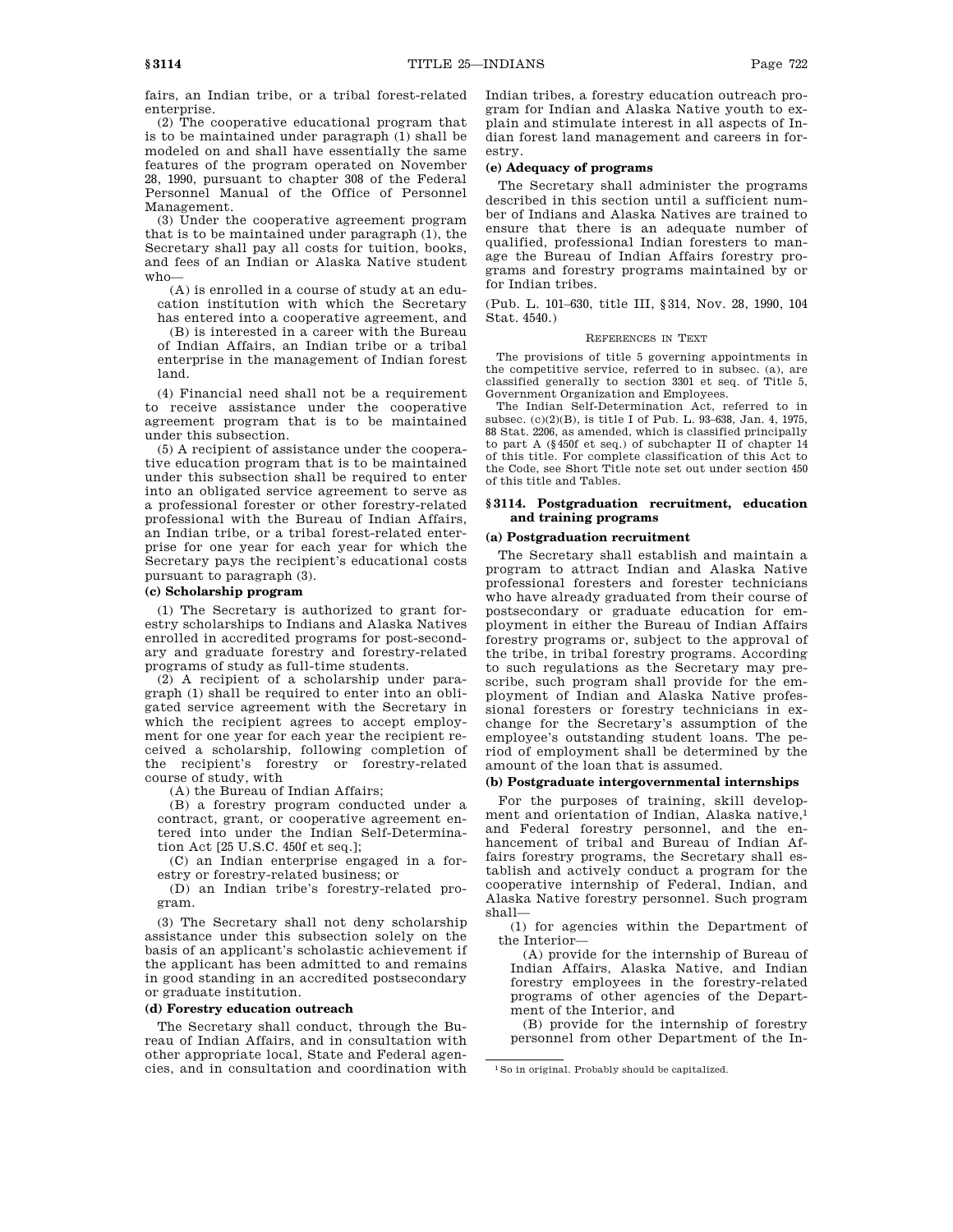fairs, an Indian tribe, or a tribal forest-related enterprise.

(2) The cooperative educational program that is to be maintained under paragraph (1) shall be modeled on and shall have essentially the same features of the program operated on November 28, 1990, pursuant to chapter 308 of the Federal Personnel Manual of the Office of Personnel Management.

(3) Under the cooperative agreement program that is to be maintained under paragraph (1), the Secretary shall pay all costs for tuition, books, and fees of an Indian or Alaska Native student who—

(A) is enrolled in a course of study at an education institution with which the Secretary has entered into a cooperative agreement, and

(B) is interested in a career with the Bureau of Indian Affairs, an Indian tribe or a tribal enterprise in the management of Indian forest land.

(4) Financial need shall not be a requirement to receive assistance under the cooperative agreement program that is to be maintained under this subsection.

(5) A recipient of assistance under the cooperative education program that is to be maintained under this subsection shall be required to enter into an obligated service agreement to serve as a professional forester or other forestry-related professional with the Bureau of Indian Affairs, an Indian tribe, or a tribal forest-related enterprise for one year for each year for which the Secretary pays the recipient's educational costs pursuant to paragraph (3).

#### (c) Scholarship program

(1) The Secretary is authorized to grant forestry scholarships to Indians and Alaska Natives enrolled in accredited programs for post-secondary and graduate forestry and forestry-related programs of study as full-time students.

(2) A recipient of a scholarship under paragraph (1) shall be required to enter into an obligated service agreement with the Secretary in which the recipient agrees to accept employment for one year for each year the recipient received a scholarship, following completion of the recipient's forestry or forestry-related course of study, with

(A) the Bureau of Indian Affairs;

(B) a forestry program conducted under a contract, grant, or cooperative agreement entered into under the Indian Self-Determination Act [25 U.S.C. 450f et seq.];

(C) an Indian enterprise engaged in a forestry or forestry-related business; or

(D) an Indian tribe's forestry-related program.

(3) The Secretary shall not deny scholarship assistance under this subsection solely on the basis of an applicant's scholastic achievement if the applicant has been admitted to and remains in good standing in an accredited postsecondary or graduate institution.

#### (d) Forestry education outreach

The Secretary shall conduct, through the Bureau of Indian Affairs, and in consultation with other appropriate local, State and Federal agencies, and in consultation and coordination with Indian tribes, a forestry education outreach program for Indian and Alaska Native youth to explain and stimulate interest in all aspects of Indian forest land management and careers in forestry.

#### (e) Adequacy of programs

The Secretary shall administer the programs described in this section until a sufficient number of Indians and Alaska Natives are trained to ensure that there is an adequate number of qualified, professional Indian foresters to manage the Bureau of Indian Affairs forestry programs and forestry programs maintained by or for Indian tribes.

(Pub. L. 101–630, title III, §314, Nov. 28, 1990, 104 Stat. 4540.)

##### REFERENCES IN TEXT

The provisions of title 5 governing appointments in the competitive service, referred to in subsec. (a), are classified generally to section 3301 et seq. of Title 5, Government Organization and Employees.

The Indian Self-Determination Act, referred to in subsec. (c)(2)(B), is title I of Pub. L. 93–638, Jan. 4, 1975, 88 Stat. 2206, as amended, which is classified principally to part A (§450f et seq.) of subchapter II of chapter 14 of this title. For complete classification of this Act to the Code, see Short Title note set out under section 450 of this title and Tables.

### §3114. Postgraduation recruitment, education and training programs

#### (a) Postgraduation recruitment

The Secretary shall establish and maintain a program to attract Indian and Alaska Native professional foresters and forester technicians who have already graduated from their course of postsecondary or graduate education for employment in either the Bureau of Indian Affairs forestry programs or, subject to the approval of the tribe, in tribal forestry programs. According to such regulations as the Secretary may prescribe, such program shall provide for the employment of Indian and Alaska Native professional foresters or forestry technicians in exchange for the Secretary's assumption of the employee's outstanding student loans. The period of employment shall be determined by the amount of the loan that is assumed.

#### (b) Postgraduate intergovernmental internships

For the purposes of training, skill development and orientation of Indian, Alaska native,[1] and Federal forestry personnel, and the enhancement of tribal and Bureau of Indian Affairs forestry programs, the Secretary shall establish and actively conduct a program for the cooperative internship of Federal, Indian, and Alaska Native forestry personnel. Such program shall—

(1) for agencies within the Department of the Interior—

(A) provide for the internship of Bureau of Indian Affairs, Alaska Native, and Indian forestry employees in the forestry-related programs of other agencies of the Department of the Interior, and

(B) provide for the internship of forestry personnel from other Department of the In-

[1] So in original. Probably should be capitalized.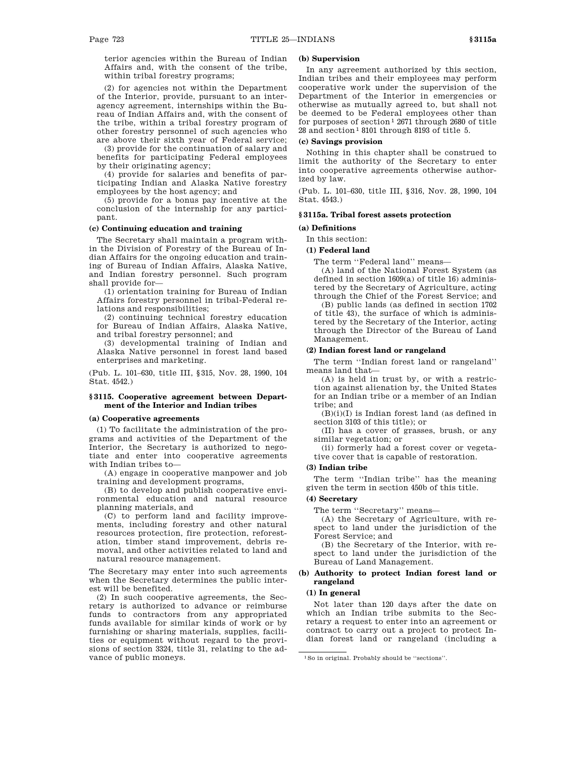terior agencies within the Bureau of Indian Affairs and, with the consent of the tribe, within tribal forestry programs;

(2) for agencies not within the Department of the Interior, provide, pursuant to an interagency agreement, internships within the Bureau of Indian Affairs and, with the consent of the tribe, within a tribal forestry program of other forestry personnel of such agencies who are above their sixth year of Federal service;

(3) provide for the continuation of salary and benefits for participating Federal employees by their originating agency;

(4) provide for salaries and benefits of participating Indian and Alaska Native forestry employees by the host agency; and

(5) provide for a bonus pay incentive at the conclusion of the internship for any participant.

**(c) Continuing education and training**

The Secretary shall maintain a program within the Division of Forestry of the Bureau of Indian Affairs for the ongoing education and training of Bureau of Indian Affairs, Alaska Native, and Indian forestry personnel. Such program shall provide for—

(1) orientation training for Bureau of Indian Affairs forestry personnel in tribal-Federal relations and responsibilities;

(2) continuing technical forestry education for Bureau of Indian Affairs, Alaska Native, and tribal forestry personnel; and

(3) developmental training of Indian and Alaska Native personnel in forest land based enterprises and marketing.

(Pub. L. 101–630, title III, §315, Nov. 28, 1990, 104 Stat. 4542.)

## §3115. Cooperative agreement between Department of the Interior and Indian tribes

**(a) Cooperative agreements**

(1) To facilitate the administration of the programs and activities of the Department of the Interior, the Secretary is authorized to negotiate and enter into cooperative agreements with Indian tribes to—

(A) engage in cooperative manpower and job training and development programs,

(B) to develop and publish cooperative environmental education and natural resource planning materials, and

(C) to perform land and facility improvements, including forestry and other natural resources protection, fire protection, reforestation, timber stand improvement, debris removal, and other activities related to land and natural resource management.

The Secretary may enter into such agreements when the Secretary determines the public interest will be benefited.

(2) In such cooperative agreements, the Secretary is authorized to advance or reimburse funds to contractors from any appropriated funds available for similar kinds of work or by furnishing or sharing materials, supplies, facilities or equipment without regard to the provisions of section 3324, title 31, relating to the advance of public moneys.

**(b) Supervision**

In any agreement authorized by this section, Indian tribes and their employees may perform cooperative work under the supervision of the Department of the Interior in emergencies or otherwise as mutually agreed to, but shall not be deemed to be Federal employees other than for purposes of section[1] 2671 through 2680 of title 28 and section[1] 8101 through 8193 of title 5.

**(c) Savings provision**

Nothing in this chapter shall be construed to limit the authority of the Secretary to enter into cooperative agreements otherwise authorized by law.

(Pub. L. 101–630, title III, §316, Nov. 28, 1990, 104 Stat. 4543.)

## §3115a. Tribal forest assets protection

**(a) Definitions**

In this section:

**(1) Federal land**

The term "Federal land" means—

(A) land of the National Forest System (as defined in section 1609(a) of title 16) administered by the Secretary of Agriculture, acting through the Chief of the Forest Service; and

(B) public lands (as defined in section 1702 of title 43), the surface of which is administered by the Secretary of the Interior, acting through the Director of the Bureau of Land Management.

**(2) Indian forest land or rangeland**

The term "Indian forest land or rangeland" means land that—

(A) is held in trust by, or with a restriction against alienation by, the United States for an Indian tribe or a member of an Indian tribe; and

(B)(i)(I) is Indian forest land (as defined in section 3103 of this title); or

(II) has a cover of grasses, brush, or any similar vegetation; or

(ii) formerly had a forest cover or vegetative cover that is capable of restoration.

**(3) Indian tribe**

The term "Indian tribe" has the meaning given the term in section 450b of this title.

**(4) Secretary**

The term "Secretary" means—

(A) the Secretary of Agriculture, with respect to land under the jurisdiction of the Forest Service; and

(B) the Secretary of the Interior, with respect to land under the jurisdiction of the Bureau of Land Management.

**(b) Authority to protect Indian forest land or rangeland**

**(1) In general**

Not later than 120 days after the date on which an Indian tribe submits to the Secretary a request to enter into an agreement or contract to carry out a project to protect Indian forest land or rangeland (including a

[1] So in original. Probably should be "sections".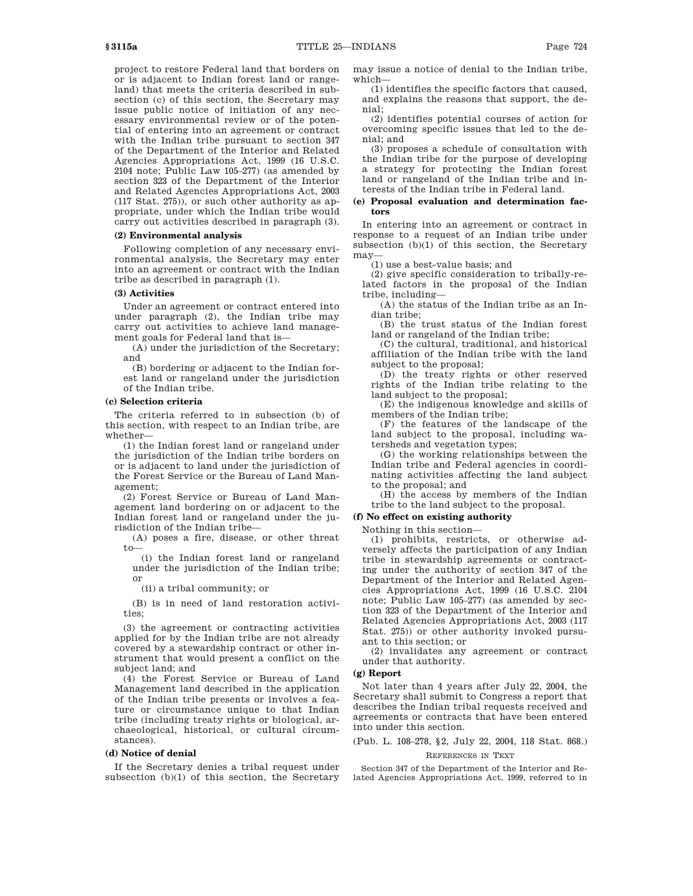project to restore Federal land that borders on or is adjacent to Indian forest land or rangeland) that meets the criteria described in subsection (c) of this section, the Secretary may issue public notice of initiation of any necessary environmental review or of the potential of entering into an agreement or contract with the Indian tribe pursuant to section 347 of the Department of the Interior and Related Agencies Appropriations Act, 1999 (16 U.S.C. 2104 note; Public Law 105–277) (as amended by section 323 of the Department of the Interior and Related Agencies Appropriations Act, 2003 (117 Stat. 275)), or such other authority as appropriate, under which the Indian tribe would carry out activities described in paragraph (3).

**(2) Environmental analysis**

Following completion of any necessary environmental analysis, the Secretary may enter into an agreement or contract with the Indian tribe as described in paragraph (1).

**(3) Activities**

Under an agreement or contract entered into under paragraph (2), the Indian tribe may carry out activities to achieve land management goals for Federal land that is—

(A) under the jurisdiction of the Secretary; and

(B) bordering or adjacent to the Indian forest land or rangeland under the jurisdiction of the Indian tribe.

**(c) Selection criteria**

The criteria referred to in subsection (b) of this section, with respect to an Indian tribe, are whether—

(1) the Indian forest land or rangeland under the jurisdiction of the Indian tribe borders on or is adjacent to land under the jurisdiction of the Forest Service or the Bureau of Land Management;

(2) Forest Service or Bureau of Land Management land bordering on or adjacent to the Indian forest land or rangeland under the jurisdiction of the Indian tribe—

(A) poses a fire, disease, or other threat to—

(i) the Indian forest land or rangeland under the jurisdiction of the Indian tribe; or

(ii) a tribal community; or

(B) is in need of land restoration activities;

(3) the agreement or contracting activities applied for by the Indian tribe are not already covered by a stewardship contract or other instrument that would present a conflict on the subject land; and

(4) the Forest Service or Bureau of Land Management land described in the application of the Indian tribe presents or involves a feature or circumstance unique to that Indian tribe (including treaty rights or biological, archaeological, historical, or cultural circumstances).

**(d) Notice of denial**

If the Secretary denies a tribal request under subsection (b)(1) of this section, the Secretary may issue a notice of denial to the Indian tribe, which—

(1) identifies the specific factors that caused, and explains the reasons that support, the denial;

(2) identifies potential courses of action for overcoming specific issues that led to the denial; and

(3) proposes a schedule of consultation with the Indian tribe for the purpose of developing a strategy for protecting the Indian forest land or rangeland of the Indian tribe and interests of the Indian tribe in Federal land.

**(e) Proposal evaluation and determination factors**

In entering into an agreement or contract in response to a request of an Indian tribe under subsection (b)(1) of this section, the Secretary may—

(1) use a best-value basis; and

(2) give specific consideration to tribally-related factors in the proposal of the Indian tribe, including—

(A) the status of the Indian tribe as an Indian tribe;

(B) the trust status of the Indian forest land or rangeland of the Indian tribe;

(C) the cultural, traditional, and historical affiliation of the Indian tribe with the land subject to the proposal;

(D) the treaty rights or other reserved rights of the Indian tribe relating to the land subject to the proposal;

(E) the indigenous knowledge and skills of members of the Indian tribe;

(F) the features of the landscape of the land subject to the proposal, including watersheds and vegetation types;

(G) the working relationships between the Indian tribe and Federal agencies in coordinating activities affecting the land subject to the proposal; and

(H) the access by members of the Indian tribe to the land subject to the proposal.

**(f) No effect on existing authority**

Nothing in this section—

(1) prohibits, restricts, or otherwise adversely affects the participation of any Indian tribe in stewardship agreements or contracting under the authority of section 347 of the Department of the Interior and Related Agencies Appropriations Act, 1999 (16 U.S.C. 2104 note; Public Law 105–277) (as amended by section 323 of the Department of the Interior and Related Agencies Appropriations Act, 2003 (117 Stat. 275)) or other authority invoked pursuant to this section; or

(2) invalidates any agreement or contract under that authority.

**(g) Report**

Not later than 4 years after July 22, 2004, the Secretary shall submit to Congress a report that describes the Indian tribal requests received and agreements or contracts that have been entered into under this section.

(Pub. L. 108–278, §2, July 22, 2004, 118 Stat. 868.)

REFERENCES IN TEXT

Section 347 of the Department of the Interior and Related Agencies Appropriations Act, 1999, referred to in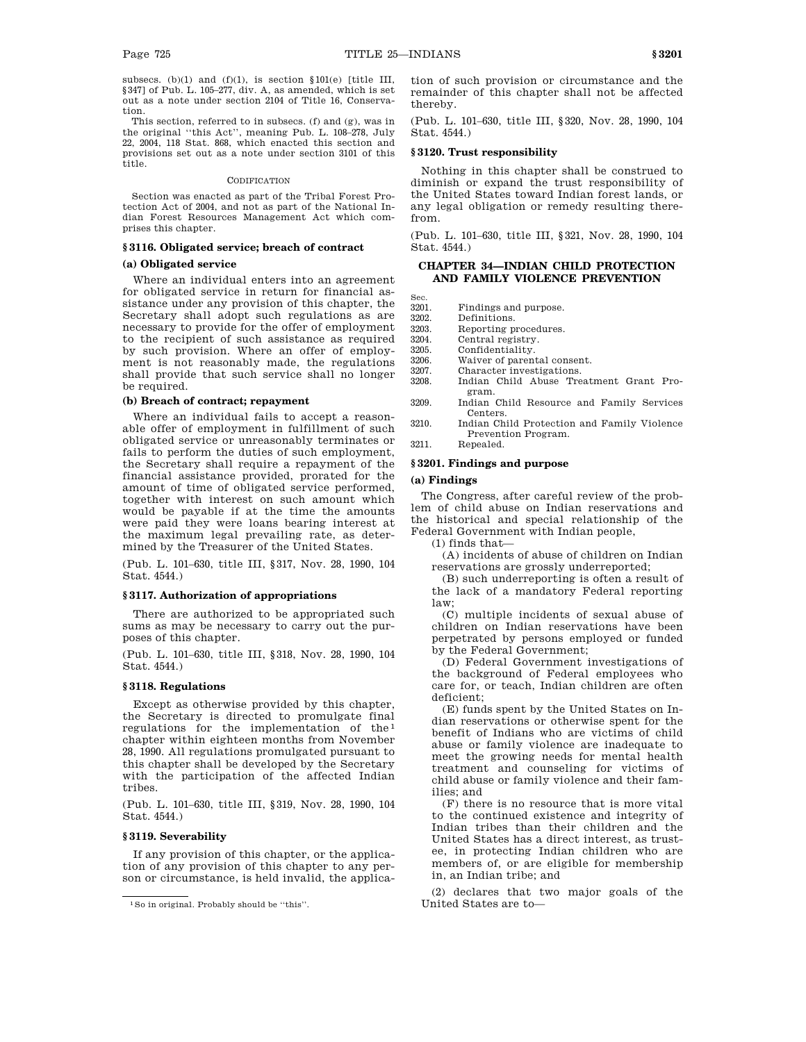subsecs. (b)(1) and (f)(1), is section §101(e) [title III, §347] of Pub. L. 105–277, div. A, as amended, which is set out as a note under section 2104 of Title 16, Conservation.

This section, referred to in subsecs. (f) and (g), was in the original ''this Act'', meaning Pub. L. 108–278, July 22, 2004, 118 Stat. 868, which enacted this section and provisions set out as a note under section 3101 of this title.

CODIFICATION

Section was enacted as part of the Tribal Forest Protection Act of 2004, and not as part of the National Indian Forest Resources Management Act which comprises this chapter.

### § 3116. Obligated service; breach of contract

#### (a) Obligated service

Where an individual enters into an agreement for obligated service in return for financial assistance under any provision of this chapter, the Secretary shall adopt such regulations as are necessary to provide for the offer of employment to the recipient of such assistance as required by such provision. Where an offer of employment is not reasonably made, the regulations shall provide that such service shall no longer be required.

#### (b) Breach of contract; repayment

Where an individual fails to accept a reasonable offer of employment in fulfillment of such obligated service or unreasonably terminates or fails to perform the duties of such employment, the Secretary shall require a repayment of the financial assistance provided, prorated for the amount of time of obligated service performed, together with interest on such amount which would be payable if at the time the amounts were paid they were loans bearing interest at the maximum legal prevailing rate, as determined by the Treasurer of the United States.

(Pub. L. 101–630, title III, §317, Nov. 28, 1990, 104 Stat. 4544.)

### § 3117. Authorization of appropriations

There are authorized to be appropriated such sums as may be necessary to carry out the purposes of this chapter.

(Pub. L. 101–630, title III, §318, Nov. 28, 1990, 104 Stat. 4544.)

### § 3118. Regulations

Except as otherwise provided by this chapter, the Secretary is directed to promulgate final regulations for the implementation of the[1] chapter within eighteen months from November 28, 1990. All regulations promulgated pursuant to this chapter shall be developed by the Secretary with the participation of the affected Indian tribes.

(Pub. L. 101–630, title III, §319, Nov. 28, 1990, 104 Stat. 4544.)

### § 3119. Severability

If any provision of this chapter, or the application of any provision of this chapter to any person or circumstance, is held invalid, the application of such provision or circumstance and the remainder of this chapter shall not be affected thereby.

(Pub. L. 101–630, title III, §320, Nov. 28, 1990, 104 Stat. 4544.)

### § 3120. Trust responsibility

Nothing in this chapter shall be construed to diminish or expand the trust responsibility of the United States toward Indian forest lands, or any legal obligation or remedy resulting therefrom.

(Pub. L. 101–630, title III, §321, Nov. 28, 1990, 104 Stat. 4544.)

## CHAPTER 34—INDIAN CHILD PROTECTION AND FAMILY VIOLENCE PREVENTION

| Sec. | |
|---|---|
| 3201. | Findings and purpose. |
| 3202. | Definitions. |
| 3203. | Reporting procedures. |
| 3204. | Central registry. |
| 3205. | Confidentiality. |
| 3206. | Waiver of parental consent. |
| 3207. | Character investigations. |
| 3208. | Indian Child Abuse Treatment Grant Program. |
| 3209. | Indian Child Resource and Family Services Centers. |
| 3210. | Indian Child Protection and Family Violence Prevention Program. |
| 3211. | Repealed. |

### § 3201. Findings and purpose

#### (a) Findings

The Congress, after careful review of the problem of child abuse on Indian reservations and the historical and special relationship of the Federal Government with Indian people,

(1) finds that—

(A) incidents of abuse of children on Indian reservations are grossly underreported;

(B) such underreporting is often a result of the lack of a mandatory Federal reporting law;

(C) multiple incidents of sexual abuse of children on Indian reservations have been perpetrated by persons employed or funded by the Federal Government;

(D) Federal Government investigations of the background of Federal employees who care for, or teach, Indian children are often deficient;

(E) funds spent by the United States on Indian reservations or otherwise spent for the benefit of Indians who are victims of child abuse or family violence are inadequate to meet the growing needs for mental health treatment and counseling for victims of child abuse or family violence and their families; and

(F) there is no resource that is more vital to the continued existence and integrity of Indian tribes than their children and the United States has a direct interest, as trustee, in protecting Indian children who are members of, or are eligible for membership in, an Indian tribe; and

(2) declares that two major goals of the United States are to—

[1] So in original. Probably should be ''this''.